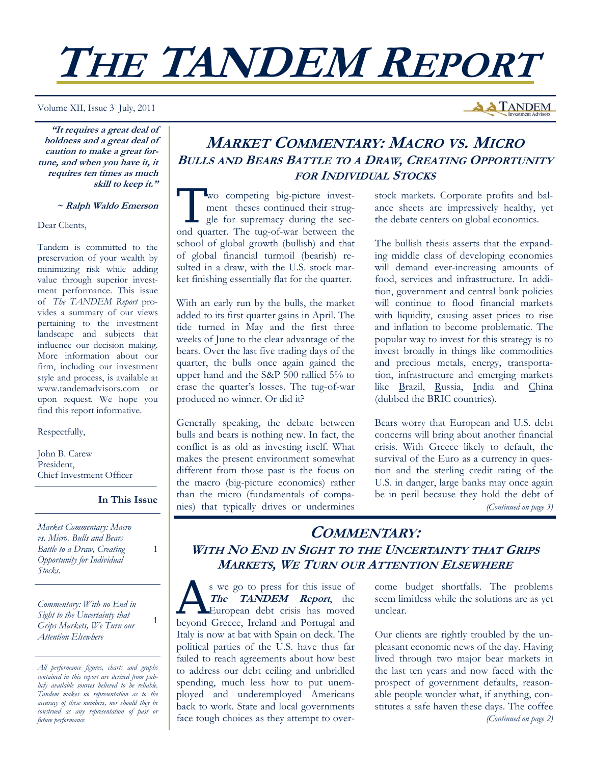# THE TANDEM REPORT

Volume XII, Issue 3 July, 2011

**"It requires a great deal of boldness and a great deal of caution to make a great fortune, and when you have it, it requires ten times as much skill to keep it."**

**~ Ralph Waldo Emerson**

Dear Clients,

Tandem is committed to the preservation of your wealth by minimizing risk while adding value through superior investment performance. This issue of *The TANDEM Report* provides a summary of our views pertaining to the investment landscape and subjects that influence our decision making. More information about our firm, including our investment style and process, is available at www.tandemadvisors.com or upon request. We hope you find this report informative.

Respectfully,

John B. Carew
President,
Chief Investment Officer

**In This Issue**

*Market Commentary: Macro vs. Micro. Bulls and Bears Battle to a Draw, Creating Opportunity for Individual Stocks.* — 1

*Commentary: With no End in Sight to the Uncertainty that Grips Markets, We Turn our Attention Elsewhere* — 1

*All performance figures, charts and graphs contained in this report are derived from publicly available sources believed to be reliable. Tandem makes no representation as to the accuracy of these numbers, nor should they be construed as any representation of past or future performance.*

## MARKET COMMENTARY: MACRO VS. MICRO

### BULLS AND BEARS BATTLE TO A DRAW, CREATING OPPORTUNITY FOR INDIVIDUAL STOCKS

Two competing big-picture investment theses continued their struggle for supremacy during the second quarter. The tug-of-war between the school of global growth (bullish) and that of global financial turmoil (bearish) resulted in a draw, with the U.S. stock market finishing essentially flat for the quarter.

With an early run by the bulls, the market added to its first quarter gains in April. The tide turned in May and the first three weeks of June to the clear advantage of the bears. Over the last five trading days of the quarter, the bulls once again gained the upper hand and the S&P 500 rallied 5% to erase the quarter's losses. The tug-of-war produced no winner. Or did it?

Generally speaking, the debate between bulls and bears is nothing new. In fact, the conflict is as old as investing itself. What makes the present environment somewhat different from those past is the focus on the macro (big-picture economics) rather than the micro (fundamentals of companies) that typically drives or undermines stock markets. Corporate profits and balance sheets are impressively healthy, yet the debate centers on global economics.

The bullish thesis asserts that the expanding middle class of developing economies will demand ever-increasing amounts of food, services and infrastructure. In addition, government and central bank policies will continue to flood financial markets with liquidity, causing asset prices to rise and inflation to become problematic. The popular way to invest for this strategy is to invest broadly in things like commodities and precious metals, energy, transportation, infrastructure and emerging markets like Brazil, Russia, India and China (dubbed the BRIC countries).

Bears worry that European and U.S. debt concerns will bring about another financial crisis. With Greece likely to default, the survival of the Euro as a currency in question and the sterling credit rating of the U.S. in danger, large banks may once again be in peril because they hold the debt of

*(Continued on page 3)*

## COMMENTARY:

### WITH NO END IN SIGHT TO THE UNCERTAINTY THAT GRIPS MARKETS, WE TURN OUR ATTENTION ELSEWHERE

As we go to press for this issue of ***The TANDEM Report***, the European debt crisis has moved beyond Greece, Ireland and Portugal and Italy is now at bat with Spain on deck. The political parties of the U.S. have thus far failed to reach agreements about how best to address our debt ceiling and unbridled spending, much less how to put unemployed and underemployed Americans back to work. State and local governments face tough choices as they attempt to overcome budget shortfalls. The problems seem limitless while the solutions are as yet unclear.

Our clients are rightly troubled by the unpleasant economic news of the day. Having lived through two major bear markets in the last ten years and now faced with the prospect of government defaults, reasonable people wonder what, if anything, constitutes a safe haven these days. The coffee

*(Continued on page 2)*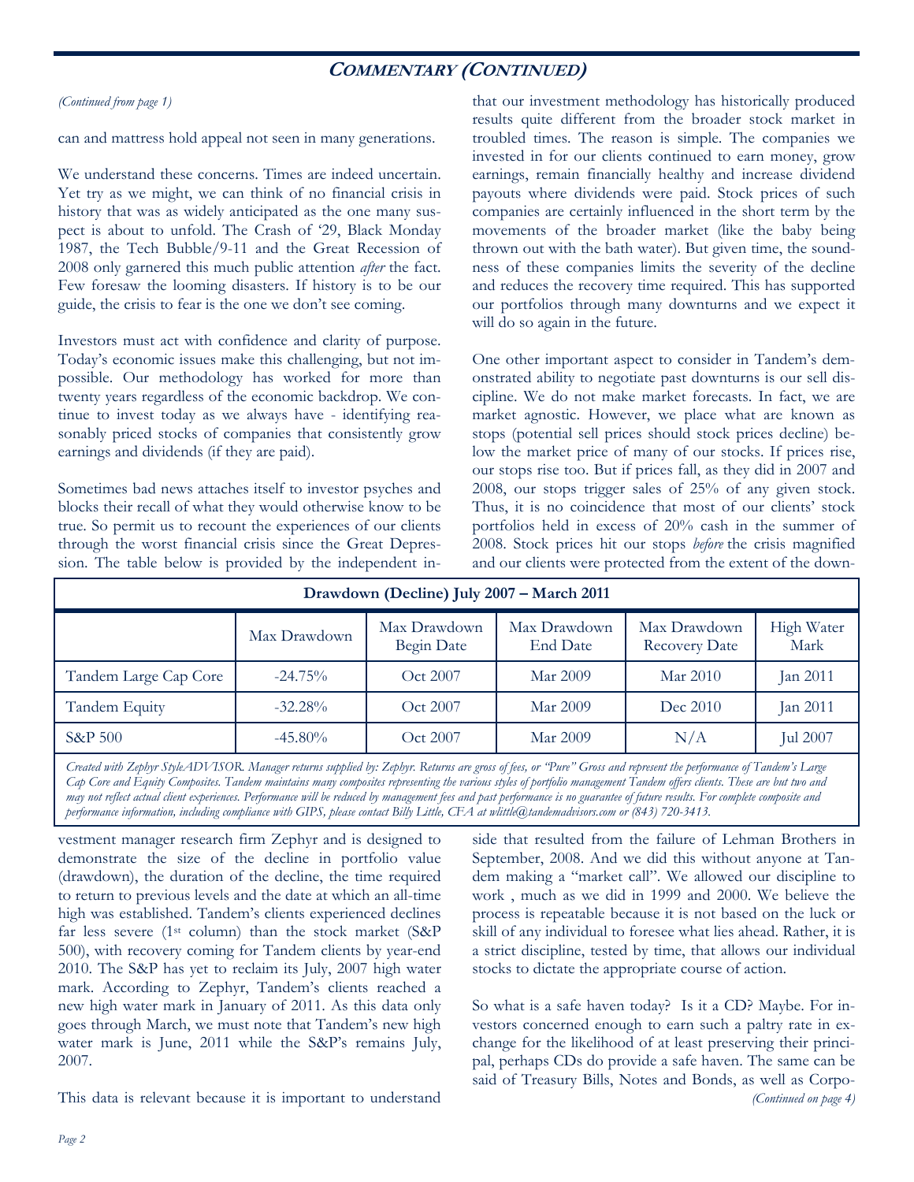## COMMENTARY (CONTINUED)

*(Continued from page 1)*

can and mattress hold appeal not seen in many generations.

We understand these concerns. Times are indeed uncertain. Yet try as we might, we can think of no financial crisis in history that was as widely anticipated as the one many suspect is about to unfold. The Crash of '29, Black Monday 1987, the Tech Bubble/9-11 and the Great Recession of 2008 only garnered this much public attention *after* the fact. Few foresaw the looming disasters. If history is to be our guide, the crisis to fear is the one we don't see coming.

Investors must act with confidence and clarity of purpose. Today's economic issues make this challenging, but not impossible. Our methodology has worked for more than twenty years regardless of the economic backdrop. We continue to invest today as we always have - identifying reasonably priced stocks of companies that consistently grow earnings and dividends (if they are paid).

Sometimes bad news attaches itself to investor psyches and blocks their recall of what they would otherwise know to be true. So permit us to recount the experiences of our clients through the worst financial crisis since the Great Depression. The table below is provided by the independent investment manager research firm Zephyr and is designed to demonstrate the size of the decline in portfolio value (drawdown), the duration of the decline, the time required to return to previous levels and the date at which an all-time high was established. Tandem's clients experienced declines far less severe (1st column) than the stock market (S&P 500), with recovery coming for Tandem clients by year-end 2010. The S&P has yet to reclaim its July, 2007 high water mark. According to Zephyr, Tandem's clients reached a new high water mark in January of 2011. As this data only goes through March, we must note that Tandem's new high water mark is June, 2011 while the S&P's remains July, 2007.

This data is relevant because it is important to understand that our investment methodology has historically produced results quite different from the broader stock market in troubled times. The reason is simple. The companies we invested in for our clients continued to earn money, grow earnings, remain financially healthy and increase dividend payouts where dividends were paid. Stock prices of such companies are certainly influenced in the short term by the movements of the broader market (like the baby being thrown out with the bath water). But given time, the soundness of these companies limits the severity of the decline and reduces the recovery time required. This has supported our portfolios through many downturns and we expect it will do so again in the future.

One other important aspect to consider in Tandem's demonstrated ability to negotiate past downturns is our sell discipline. We do not make market forecasts. In fact, we are market agnostic. However, we place what are known as stops (potential sell prices should stock prices decline) below the market price of many of our stocks. If prices rise, our stops rise too. But if prices fall, as they did in 2007 and 2008, our stops trigger sales of 25% of any given stock. Thus, it is no coincidence that most of our clients' stock portfolios held in excess of 20% cash in the summer of 2008. Stock prices hit our stops *before* the crisis magnified and our clients were protected from the extent of the downside that resulted from the failure of Lehman Brothers in September, 2008. And we did this without anyone at Tandem making a "market call". We allowed our discipline to work , much as we did in 1999 and 2000. We believe the process is repeatable because it is not based on the luck or skill of any individual to foresee what lies ahead. Rather, it is a strict discipline, tested by time, that allows our individual stocks to dictate the appropriate course of action.

**Drawdown (Decline) July 2007 – March 2011**

| | Max Drawdown | Max Drawdown Begin Date | Max Drawdown End Date | Max Drawdown Recovery Date | High Water Mark |
|---|---|---|---|---|---|
| Tandem Large Cap Core | -24.75% | Oct 2007 | Mar 2009 | Mar 2010 | Jan 2011 |
| Tandem Equity | -32.28% | Oct 2007 | Mar 2009 | Dec 2010 | Jan 2011 |
| S&P 500 | -45.80% | Oct 2007 | Mar 2009 | N/A | Jul 2007 |

*Created with Zephyr StyleADVISOR. Manager returns supplied by: Zephyr. Returns are gross of fees, or "Pure" Gross and represent the performance of Tandem's Large Cap Core and Equity Composites. Tandem maintains many composites representing the various styles of portfolio management Tandem offers clients. These are but two and may not reflect actual client experiences. Performance will be reduced by management fees and past performance is no guarantee of future results. For complete composite and performance information, including compliance with GIPS, please contact Billy Little, CFA at wlittle@tandemadvisors.com or (843) 720-3413.*

So what is a safe haven today? Is it a CD? Maybe. For investors concerned enough to earn such a paltry rate in exchange for the likelihood of at least preserving their principal, perhaps CDs do provide a safe haven. The same can be said of Treasury Bills, Notes and Bonds, as well as Corpo-

*(Continued on page 4)*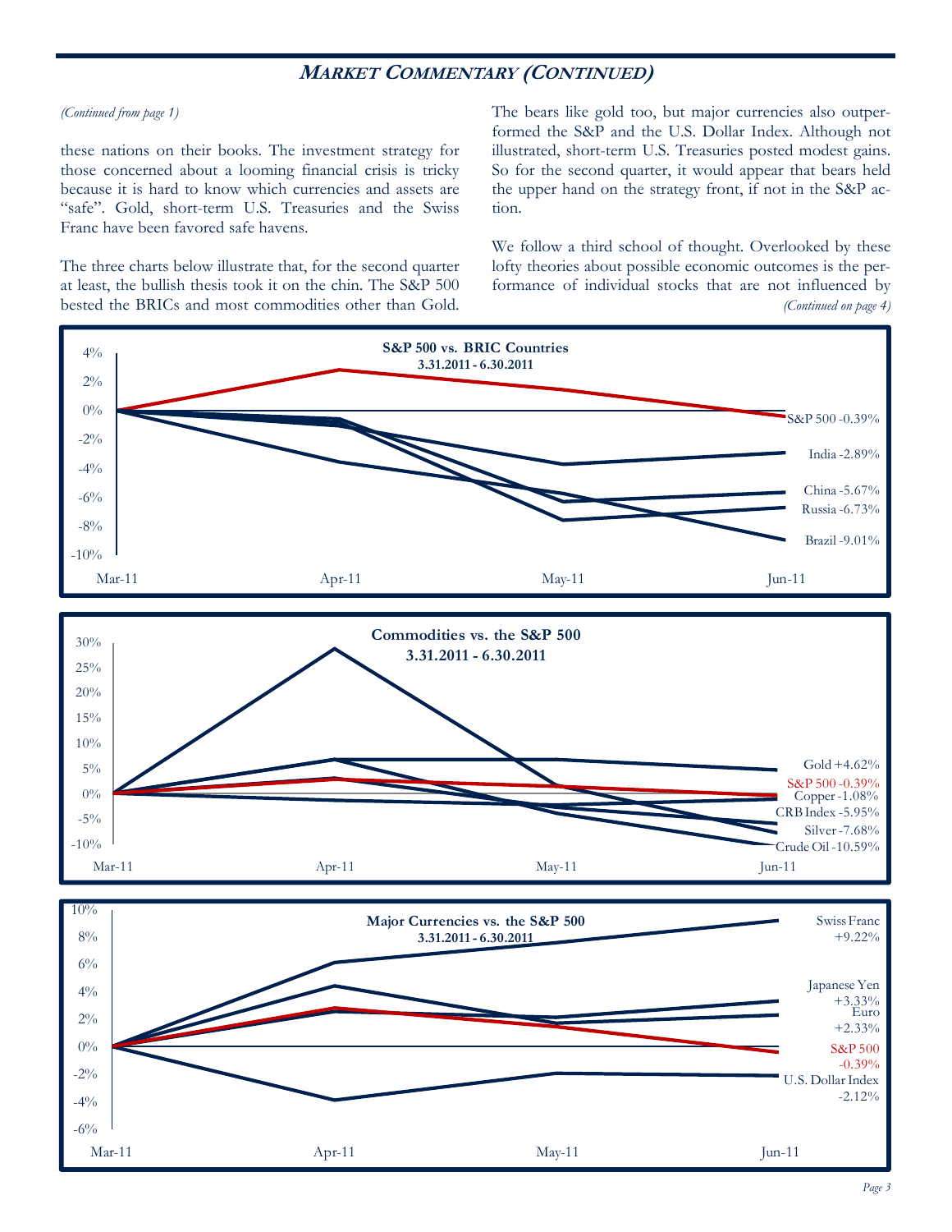## *MARKET COMMENTARY (CONTINUED)*

*(Continued from page 1)*

these nations on their books. The investment strategy for those concerned about a looming financial crisis is tricky because it is hard to know which currencies and assets are "safe". Gold, short-term U.S. Treasuries and the Swiss Franc have been favored safe havens.

The three charts below illustrate that, for the second quarter at least, the bullish thesis took it on the chin. The S&P 500 bested the BRICs and most commodities other than Gold. The bears like gold too, but major currencies also outperformed the S&P and the U.S. Dollar Index. Although not illustrated, short-term U.S. Treasuries posted modest gains. So for the second quarter, it would appear that bears held the upper hand on the strategy front, if not in the S&P action.

We follow a third school of thought. Overlooked by these lofty theories about possible economic outcomes is the performance of individual stocks that are not influenced by

*(Continued on page 4)*

**S&P 500 vs. BRIC Countries**
**3.31.2011 - 6.30.2011**

| Series | Return (Mar-11 to Jun-11) |
|---|---|
| S&P 500 | -0.39% |
| India | -2.89% |
| China | -5.67% |
| Russia | -6.73% |
| Brazil | -9.01% |

**Commodities vs. the S&P 500**
**3.31.2011 - 6.30.2011**

| Series | Return (Mar-11 to Jun-11) |
|---|---|
| Gold | +4.62% |
| S&P 500 | -0.39% |
| Copper | -1.08% |
| CRB Index | -5.95% |
| Silver | -7.68% |
| Crude Oil | -10.59% |

**Major Currencies vs. the S&P 500**
**3.31.2011 - 6.30.2011**

| Series | Return (Mar-11 to Jun-11) |
|---|---|
| Swiss Franc | +9.22% |
| Japanese Yen | +3.33% |
| Euro | +2.33% |
| S&P 500 | -0.39% |
| U.S. Dollar Index | -2.12% |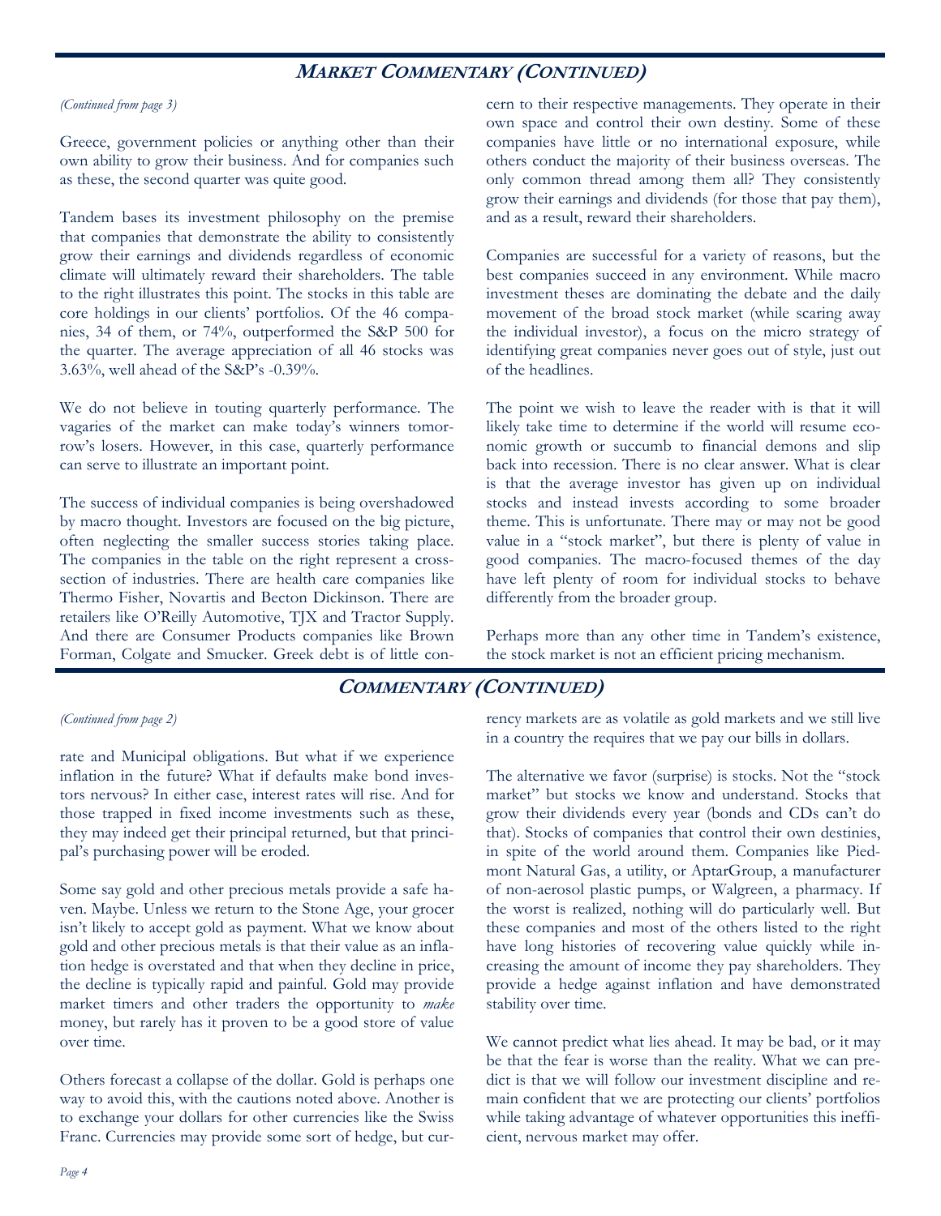## Market Commentary (Continued)

*(Continued from page 3)*

Greece, government policies or anything other than their own ability to grow their business. And for companies such as these, the second quarter was quite good.

Tandem bases its investment philosophy on the premise that companies that demonstrate the ability to consistently grow their earnings and dividends regardless of economic climate will ultimately reward their shareholders. The table to the right illustrates this point. The stocks in this table are core holdings in our clients' portfolios. Of the 46 companies, 34 of them, or 74%, outperformed the S&P 500 for the quarter. The average appreciation of all 46 stocks was 3.63%, well ahead of the S&P's -0.39%.

We do not believe in touting quarterly performance. The vagaries of the market can make today's winners tomorrow's losers. However, in this case, quarterly performance can serve to illustrate an important point.

The success of individual companies is being overshadowed by macro thought. Investors are focused on the big picture, often neglecting the smaller success stories taking place. The companies in the table on the right represent a cross-section of industries. There are health care companies like Thermo Fisher, Novartis and Becton Dickinson. There are retailers like O'Reilly Automotive, TJX and Tractor Supply. And there are Consumer Products companies like Brown Forman, Colgate and Smucker. Greek debt is of little concern to their respective managements. They operate in their own space and control their own destiny. Some of these companies have little or no international exposure, while others conduct the majority of their business overseas. The only common thread among them all? They consistently grow their earnings and dividends (for those that pay them), and as a result, reward their shareholders.

Companies are successful for a variety of reasons, but the best companies succeed in any environment. While macro investment theses are dominating the debate and the daily movement of the broad stock market (while scaring away the individual investor), a focus on the micro strategy of identifying great companies never goes out of style, just out of the headlines.

The point we wish to leave the reader with is that it will likely take time to determine if the world will resume economic growth or succumb to financial demons and slip back into recession. There is no clear answer. What is clear is that the average investor has given up on individual stocks and instead invests according to some broader theme. This is unfortunate. There may or may not be good value in a "stock market", but there is plenty of value in good companies. The macro-focused themes of the day have left plenty of room for individual stocks to behave differently from the broader group.

Perhaps more than any other time in Tandem's existence, the stock market is not an efficient pricing mechanism.

## Commentary (Continued)

*(Continued from page 2)*

rate and Municipal obligations. But what if we experience inflation in the future? What if defaults make bond investors nervous? In either case, interest rates will rise. And for those trapped in fixed income investments such as these, they may indeed get their principal returned, but that principal's purchasing power will be eroded.

Some say gold and other precious metals provide a safe haven. Maybe. Unless we return to the Stone Age, your grocer isn't likely to accept gold as payment. What we know about gold and other precious metals is that their value as an inflation hedge is overstated and that when they decline in price, the decline is typically rapid and painful. Gold may provide market timers and other traders the opportunity to *make* money, but rarely has it proven to be a good store of value over time.

Others forecast a collapse of the dollar. Gold is perhaps one way to avoid this, with the cautions noted above. Another is to exchange your dollars for other currencies like the Swiss Franc. Currencies may provide some sort of hedge, but currency markets are as volatile as gold markets and we still live in a country the requires that we pay our bills in dollars.

The alternative we favor (surprise) is stocks. Not the "stock market" but stocks we know and understand. Stocks that grow their dividends every year (bonds and CDs can't do that). Stocks of companies that control their own destinies, in spite of the world around them. Companies like Piedmont Natural Gas, a utility, or AptarGroup, a manufacturer of non-aerosol plastic pumps, or Walgreen, a pharmacy. If the worst is realized, nothing will do particularly well. But these companies and most of the others listed to the right have long histories of recovering value quickly while increasing the amount of income they pay shareholders. They provide a hedge against inflation and have demonstrated stability over time.

We cannot predict what lies ahead. It may be bad, or it may be that the fear is worse than the reality. What we can predict is that we will follow our investment discipline and remain confident that we are protecting our clients' portfolios while taking advantage of whatever opportunities this inefficient, nervous market may offer.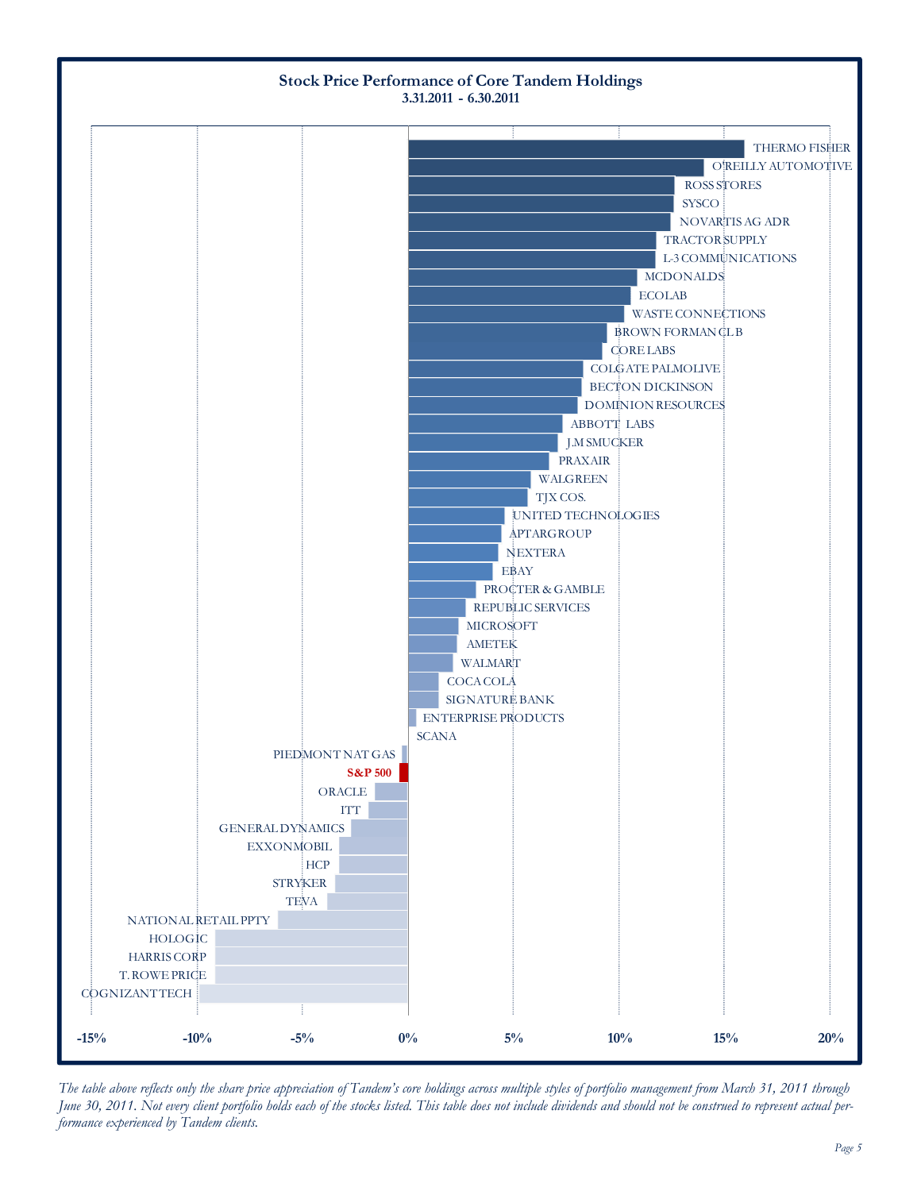## Stock Price Performance of Core Tandem Holdings

**3.31.2011 - 6.30.2011**

| Holding | Approx. Price Change |
|---|---|
| THERMO FISHER | 16% |
| O'REILLY AUTOMOTIVE | 14% |
| ROSS STORES | 12.7% |
| SYSCO | 12.6% |
| NOVARTIS AG ADR | 12.4% |
| TRACTOR SUPPLY | 11.8% |
| L-3 COMMUNICATIONS | 11.7% |
| MCDONALDS | 10.8% |
| ECOLAB | 10.5% |
| WASTE CONNECTIONS | 10.2% |
| BROWN FORMAN CL B | 9.4% |
| CORE LABS | 9.2% |
| COLGATE PALMOLIVE | 8.3% |
| BECTON DICKINSON | 8.2% |
| DOMINION RESOURCES | 8% |
| ABBOTT LABS | 7.3% |
| J.M SMUCKER | 7.1% |
| PRAXAIR | 6.7% |
| WALGREEN | 5.8% |
| TJX COS. | 5.7% |
| UNITED TECHNOLOGIES | 4.6% |
| APTARGROUP | 4.4% |
| NEXTERA | 4.3% |
| EBAY | 4% |
| PROCTER & GAMBLE | 3.2% |
| REPUBLIC SERVICES | 2.7% |
| MICROSOFT | 2.4% |
| AMETEK | 2.3% |
| WALMART | 2.1% |
| COCA COLA | 1.4% |
| SIGNATURE BANK | 1.4% |
| ENTERPRISE PRODUCTS | 0.4% |
| SCANA | 0% |
| PIEDMONT NAT GAS | -0.3% |
| **S&P 500** | -0.4% |
| ORACLE | -1.6% |
| ITT | -1.9% |
| GENERAL DYNAMICS | -2.7% |
| EXXONMOBIL | -3.3% |
| HCP | -3.3% |
| STRYKER | -3.5% |
| TEVA | -3.9% |
| NATIONAL RETAIL PPTY | -6.2% |
| HOLOGIC | -9.2% |
| HARRIS CORP | -9.2% |
| T. ROWE PRICE | -9.2% |
| COGNIZANT TECH | -9.9% |

*Values approximated from bar chart; axis ranges from -15% to 20%.*

*The table above reflects only the share price appreciation of Tandem's core holdings across multiple styles of portfolio management from March 31, 2011 through June 30, 2011. Not every client portfolio holds each of the stocks listed. This table does not include dividends and should not be construed to represent actual performance experienced by Tandem clients.*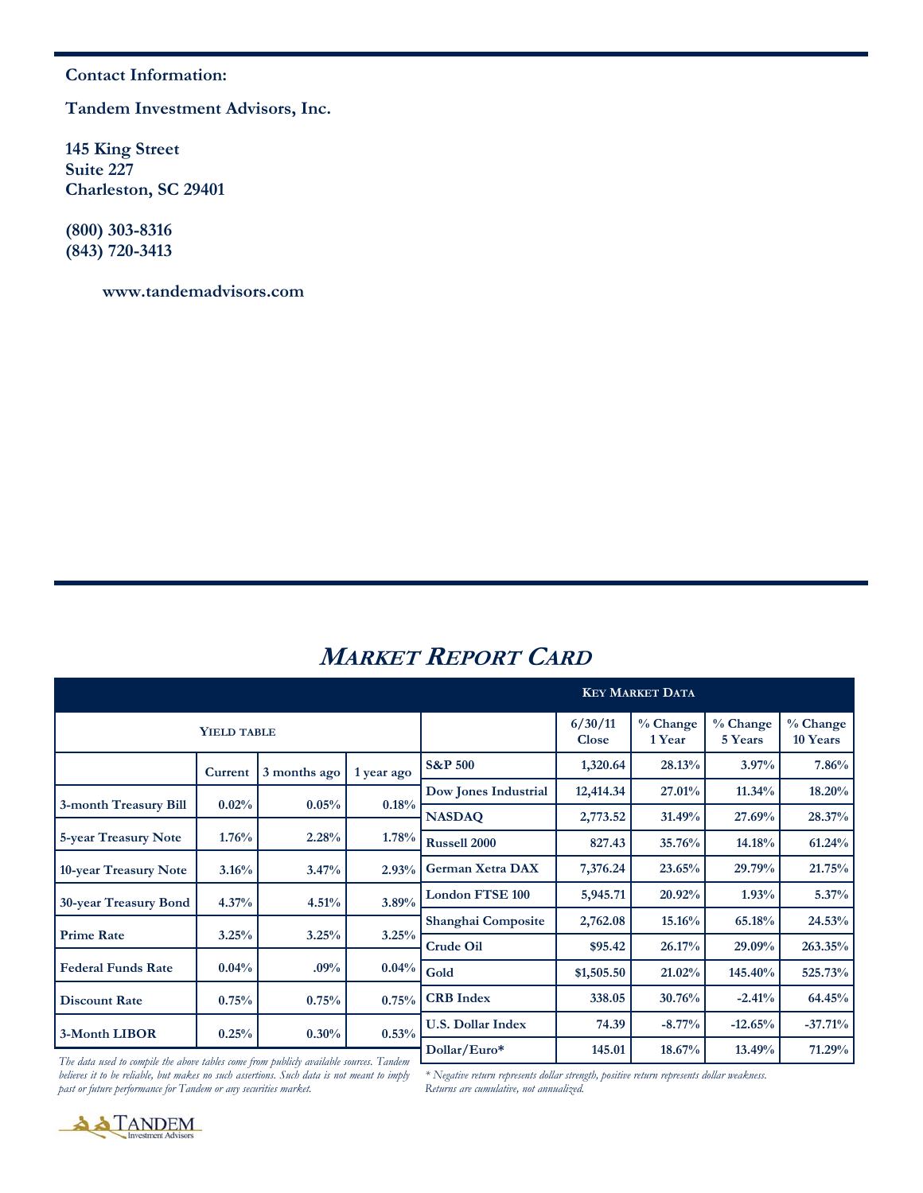**Contact Information:**

**Tandem Investment Advisors, Inc.**

**145 King Street**
**Suite 227**
**Charleston, SC 29401**

**(800) 303-8316**
**(843) 720-3413**

**www.tandemadvisors.com**

# *MARKET REPORT CARD*

| YIELD TABLE | Current | 3 months ago | 1 year ago |
|---|---|---|---|
| 3-month Treasury Bill | 0.02% | 0.05% | 0.18% |
| 5-year Treasury Note | 1.76% | 2.28% | 1.78% |
| 10-year Treasury Note | 3.16% | 3.47% | 2.93% |
| 30-year Treasury Bond | 4.37% | 4.51% | 3.89% |
| Prime Rate | 3.25% | 3.25% | 3.25% |
| Federal Funds Rate | 0.04% | .09% | 0.04% |
| Discount Rate | 0.75% | 0.75% | 0.75% |
| 3-Month LIBOR | 0.25% | 0.30% | 0.53% |

*The data used to compile the above tables come from publicly available sources. Tandem believes it to be reliable, but makes no such assertions. Such data is not meant to imply past or future performance for Tandem or any securities market.*

| KEY MARKET DATA | 6/30/11 Close | % Change 1 Year | % Change 5 Years | % Change 10 Years |
|---|---|---|---|---|
| S&P 500 | 1,320.64 | 28.13% | 3.97% | 7.86% |
| Dow Jones Industrial | 12,414.34 | 27.01% | 11.34% | 18.20% |
| NASDAQ | 2,773.52 | 31.49% | 27.69% | 28.37% |
| Russell 2000 | 827.43 | 35.76% | 14.18% | 61.24% |
| German Xetra DAX | 7,376.24 | 23.65% | 29.79% | 21.75% |
| London FTSE 100 | 5,945.71 | 20.92% | 1.93% | 5.37% |
| Shanghai Composite | 2,762.08 | 15.16% | 65.18% | 24.53% |
| Crude Oil | $95.42 | 26.17% | 29.09% | 263.35% |
| Gold | $1,505.50 | 21.02% | 145.40% | 525.73% |
| CRB Index | 338.05 | 30.76% | -2.41% | 64.45% |
| U.S. Dollar Index | 74.39 | -8.77% | -12.65% | -37.71% |
| Dollar/Euro* | 145.01 | 18.67% | 13.49% | 71.29% |

*\* Negative return represents dollar strength, positive return represents dollar weakness. Returns are cumulative, not annualized.*

TANDEM
Investment Advisors